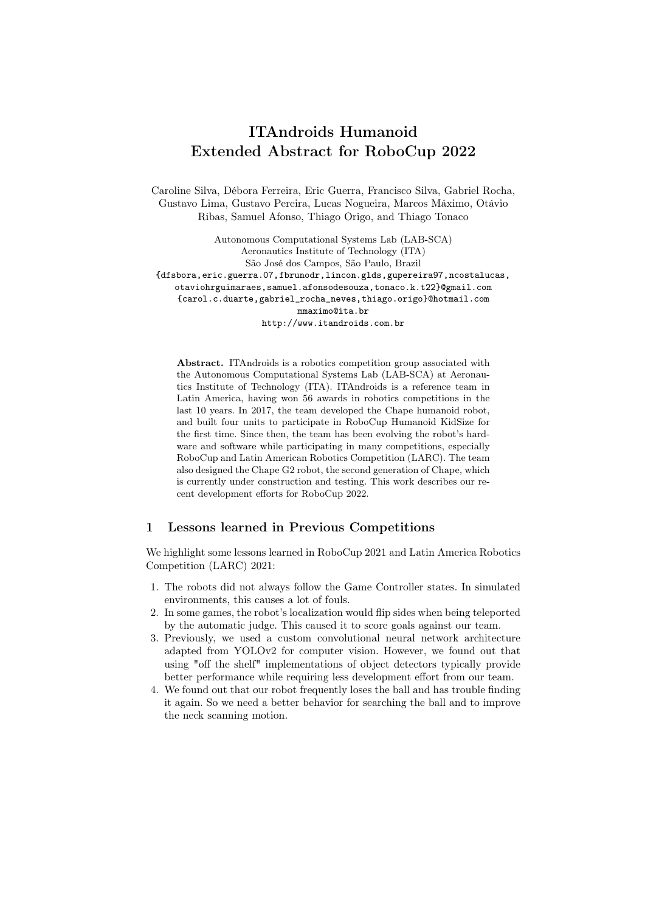# ITAndroids Humanoid Extended Abstract for RoboCup 2022

Caroline Silva, Débora Ferreira, Eric Guerra, Francisco Silva, Gabriel Rocha, Gustavo Lima, Gustavo Pereira, Lucas Nogueira, Marcos Máximo, Otávio Ribas, Samuel Afonso, Thiago Origo, and Thiago Tonaco

Autonomous Computational Systems Lab (LAB-SCA)
Aeronautics Institute of Technology (ITA)
São José dos Campos, São Paulo, Brazil
{dfsbora,eric.guerra.07,fbrunodr,lincon.glds,gupereira97,ncostalucas,otaviohrguimaraes,samuel.afonsodesouza,tonaco.k.t22}@gmail.com
{carol.c.duarte,gabriel_rocha_neves,thiago.origo}@hotmail.com
mmaximo@ita.br
http://www.itandroids.com.br

**Abstract.** ITAndroids is a robotics competition group associated with the Autonomous Computational Systems Lab (LAB-SCA) at Aeronautics Institute of Technology (ITA). ITAndroids is a reference team in Latin America, having won 56 awards in robotics competitions in the last 10 years. In 2017, the team developed the Chape humanoid robot, and built four units to participate in RoboCup Humanoid KidSize for the first time. Since then, the team has been evolving the robot's hardware and software while participating in many competitions, especially RoboCup and Latin American Robotics Competition (LARC). The team also designed the Chape G2 robot, the second generation of Chape, which is currently under construction and testing. This work describes our recent development efforts for RoboCup 2022.

## 1 Lessons learned in Previous Competitions

We highlight some lessons learned in RoboCup 2021 and Latin America Robotics Competition (LARC) 2021:

1. The robots did not always follow the Game Controller states. In simulated environments, this causes a lot of fouls.
2. In some games, the robot's localization would flip sides when being teleported by the automatic judge. This caused it to score goals against our team.
3. Previously, we used a custom convolutional neural network architecture adapted from YOLOv2 for computer vision. However, we found out that using "off the shelf" implementations of object detectors typically provide better performance while requiring less development effort from our team.
4. We found out that our robot frequently loses the ball and has trouble finding it again. So we need a better behavior for searching the ball and to improve the neck scanning motion.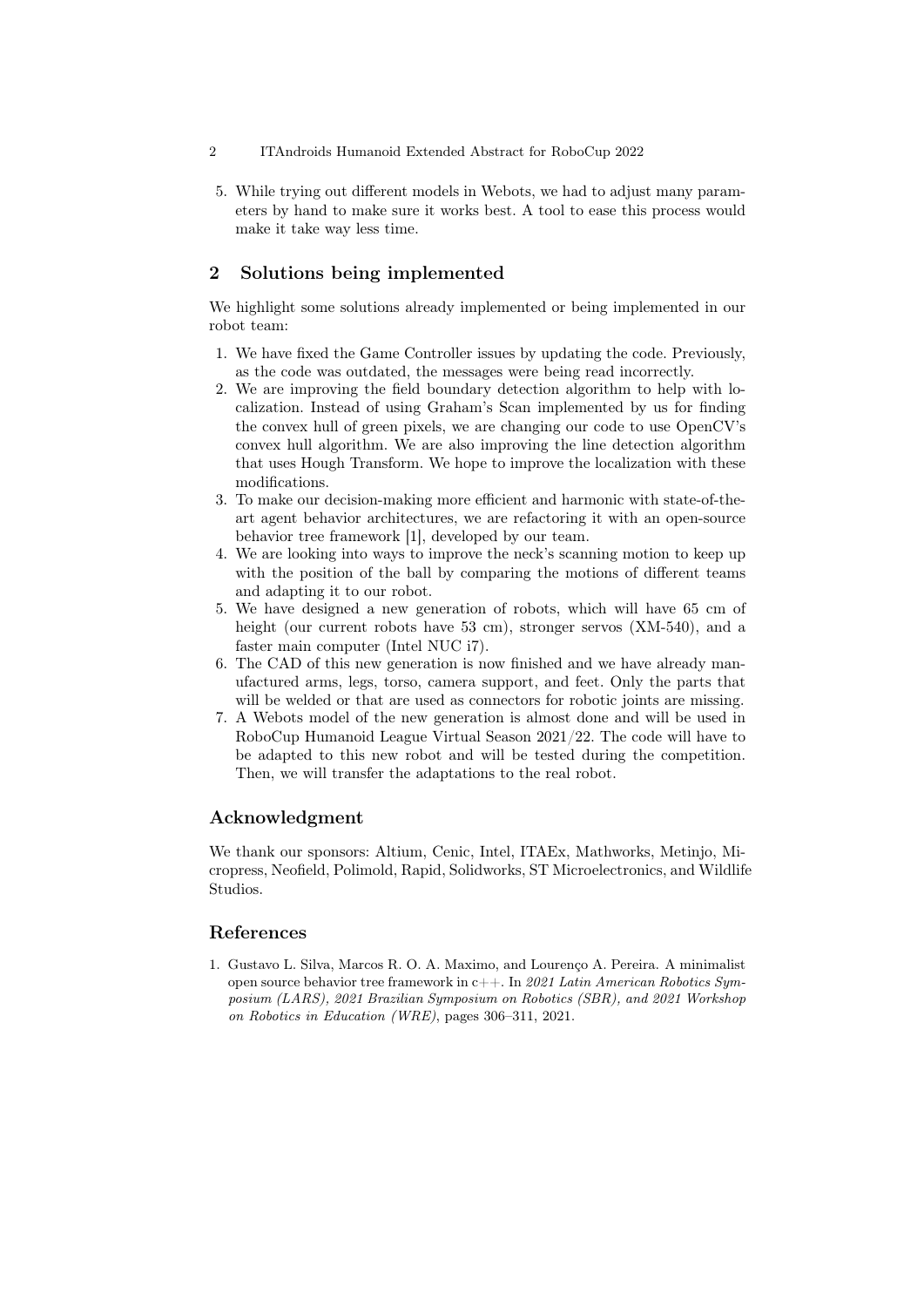5. While trying out different models in Webots, we had to adjust many parameters by hand to make sure it works best. A tool to ease this process would make it take way less time.

## 2 Solutions being implemented

We highlight some solutions already implemented or being implemented in our robot team:

1. We have fixed the Game Controller issues by updating the code. Previously, as the code was outdated, the messages were being read incorrectly.
2. We are improving the field boundary detection algorithm to help with localization. Instead of using Graham's Scan implemented by us for finding the convex hull of green pixels, we are changing our code to use OpenCV's convex hull algorithm. We are also improving the line detection algorithm that uses Hough Transform. We hope to improve the localization with these modifications.
3. To make our decision-making more efficient and harmonic with state-of-the-art agent behavior architectures, we are refactoring it with an open-source behavior tree framework [1], developed by our team.
4. We are looking into ways to improve the neck's scanning motion to keep up with the position of the ball by comparing the motions of different teams and adapting it to our robot.
5. We have designed a new generation of robots, which will have 65 cm of height (our current robots have 53 cm), stronger servos (XM-540), and a faster main computer (Intel NUC i7).
6. The CAD of this new generation is now finished and we have already manufactured arms, legs, torso, camera support, and feet. Only the parts that will be welded or that are used as connectors for robotic joints are missing.
7. A Webots model of the new generation is almost done and will be used in RoboCup Humanoid League Virtual Season 2021/22. The code will have to be adapted to this new robot and will be tested during the competition. Then, we will transfer the adaptations to the real robot.

## Acknowledgment

We thank our sponsors: Altium, Cenic, Intel, ITAEx, Mathworks, Metinjo, Micropress, Neofield, Polimold, Rapid, Solidworks, ST Microelectronics, and Wildlife Studios.

## References

1. Gustavo L. Silva, Marcos R. O. A. Maximo, and Lourenço A. Pereira. A minimalist open source behavior tree framework in c++. In *2021 Latin American Robotics Symposium (LARS), 2021 Brazilian Symposium on Robotics (SBR), and 2021 Workshop on Robotics in Education (WRE)*, pages 306–311, 2021.